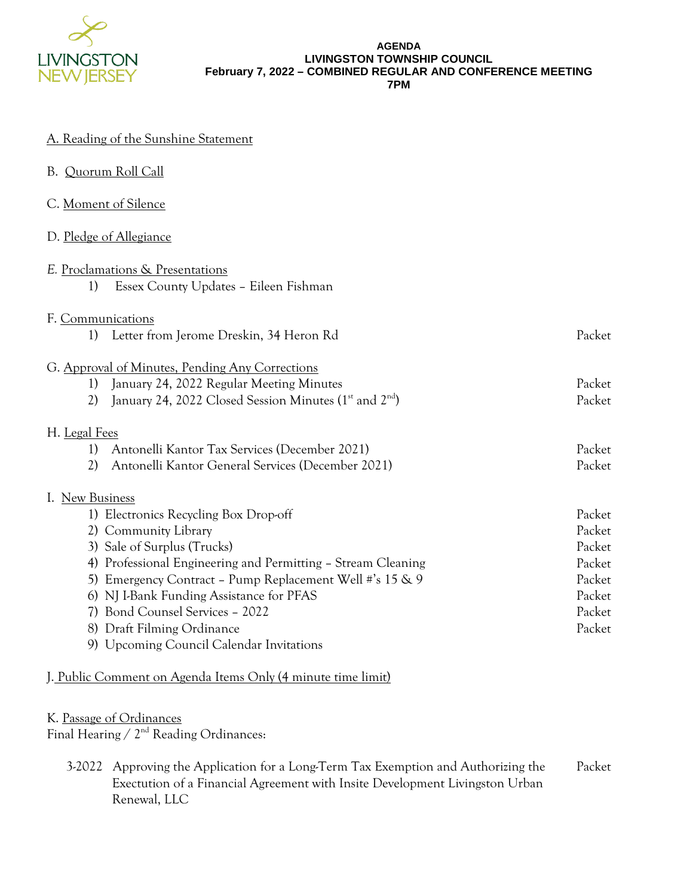LIVINGSTON
NEW JERSEY

**AGENDA**
**LIVINGSTON TOWNSHIP COUNCIL**
**February 7, 2022 – COMBINED REGULAR AND CONFERENCE MEETING**
**7PM**

A. Reading of the Sunshine Statement

B. Quorum Roll Call

C. Moment of Silence

D. Pledge of Allegiance

*E.* Proclamations & Presentations

1) Essex County Updates – Eileen Fishman

F. Communications

| | |
|---|---|
| 1) Letter from Jerome Dreskin, 34 Heron Rd | Packet |

G. Approval of Minutes, Pending Any Corrections

| | |
|---|---|
| 1) January 24, 2022 Regular Meeting Minutes | Packet |
| 2) January 24, 2022 Closed Session Minutes (1st and 2nd) | Packet |

H. Legal Fees

| | |
|---|---|
| 1) Antonelli Kantor Tax Services (December 2021) | Packet |
| 2) Antonelli Kantor General Services (December 2021) | Packet |

I. New Business

| | |
|---|---|
| 1) Electronics Recycling Box Drop-off | Packet |
| 2) Community Library | Packet |
| 3) Sale of Surplus (Trucks) | Packet |
| 4) Professional Engineering and Permitting – Stream Cleaning | Packet |
| 5) Emergency Contract – Pump Replacement Well #'s 15 & 9 | Packet |
| 6) NJ I-Bank Funding Assistance for PFAS | Packet |
| 7) Bond Counsel Services – 2022 | Packet |
| 8) Draft Filming Ordinance | Packet |
| 9) Upcoming Council Calendar Invitations | |

J. Public Comment on Agenda Items Only (4 minute time limit)

K. Passage of Ordinances

Final Hearing / 2nd Reading Ordinances:

| | | |
|---|---|---|
| 3-2022 | Approving the Application for a Long-Term Tax Exemption and Authorizing the Exectution of a Financial Agreement with Insite Development Livingston Urban Renewal, LLC | Packet |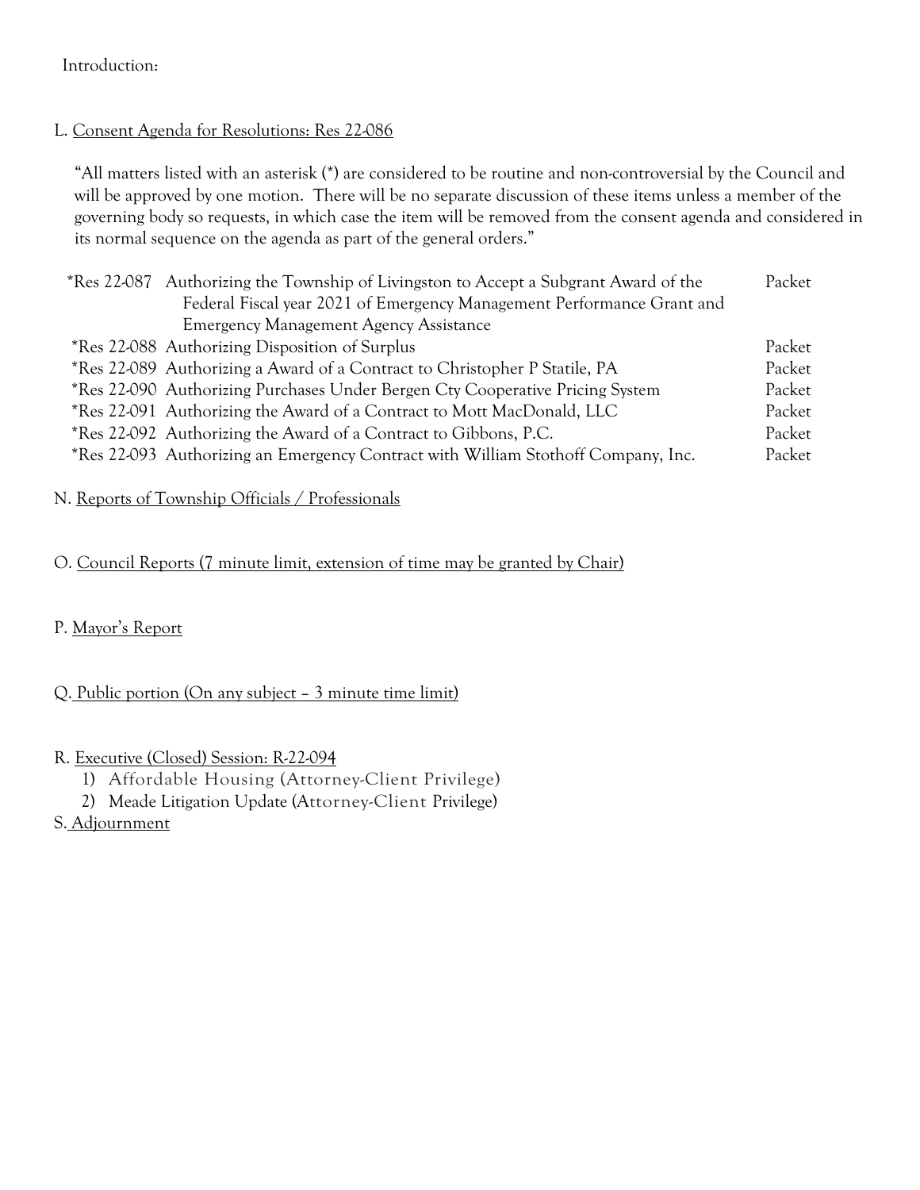Introduction:

L. Consent Agenda for Resolutions: Res 22-086

"All matters listed with an asterisk (*) are considered to be routine and non-controversial by the Council and will be approved by one motion. There will be no separate discussion of these items unless a member of the governing body so requests, in which case the item will be removed from the consent agenda and considered in its normal sequence on the agenda as part of the general orders."

| | | |
|---|---|---|
| *Res 22-087 | Authorizing the Township of Livingston to Accept a Subgrant Award of the Federal Fiscal year 2021 of Emergency Management Performance Grant and Emergency Management Agency Assistance | Packet |
| *Res 22-088 | Authorizing Disposition of Surplus | Packet |
| *Res 22-089 | Authorizing a Award of a Contract to Christopher P Statile, PA | Packet |
| *Res 22-090 | Authorizing Purchases Under Bergen Cty Cooperative Pricing System | Packet |
| *Res 22-091 | Authorizing the Award of a Contract to Mott MacDonald, LLC | Packet |
| *Res 22-092 | Authorizing the Award of a Contract to Gibbons, P.C. | Packet |
| *Res 22-093 | Authorizing an Emergency Contract with William Stothoff Company, Inc. | Packet |

N. Reports of Township Officials / Professionals

O. Council Reports (7 minute limit, extension of time may be granted by Chair)

P. Mayor's Report

Q. Public portion (On any subject – 3 minute time limit)

R. Executive (Closed) Session: R-22-094

1) Affordable Housing (Attorney-Client Privilege)
2) Meade Litigation Update (Attorney-Client Privilege)

S. Adjournment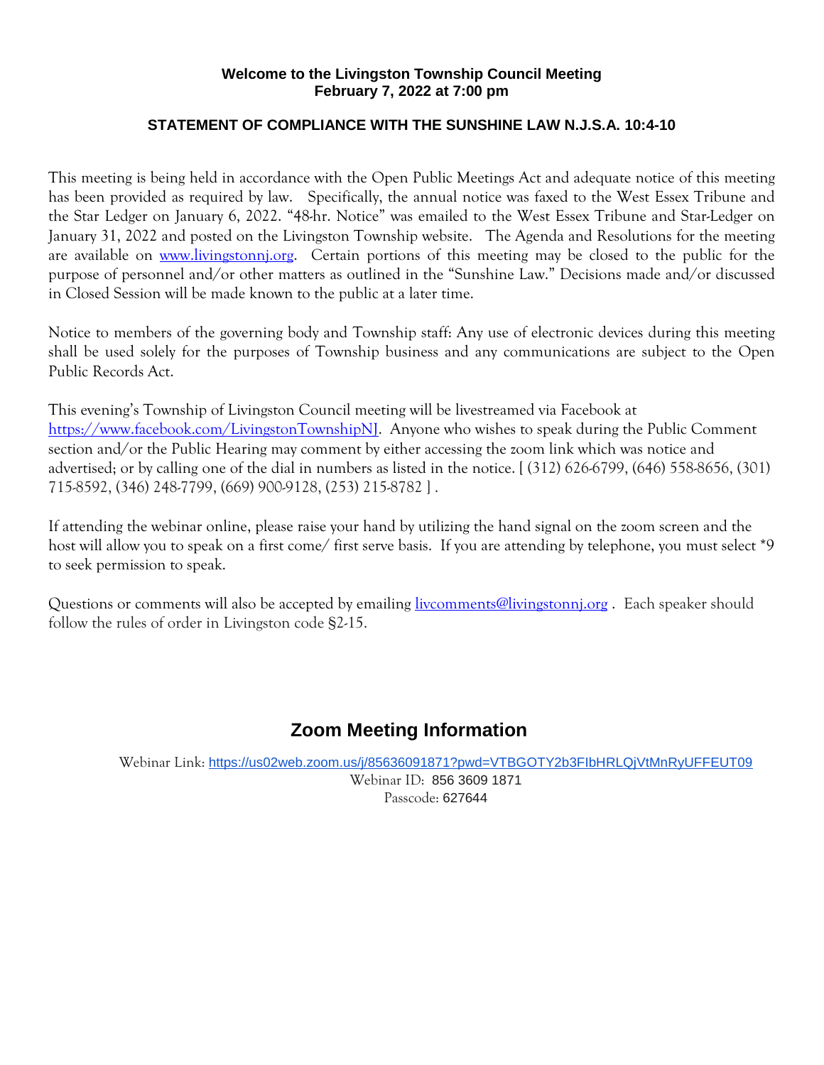**Welcome to the Livingston Township Council Meeting**
**February 7, 2022 at 7:00 pm**

**STATEMENT OF COMPLIANCE WITH THE SUNSHINE LAW N.J.S.A. 10:4-10**

This meeting is being held in accordance with the Open Public Meetings Act and adequate notice of this meeting has been provided as required by law. Specifically, the annual notice was faxed to the West Essex Tribune and the Star Ledger on January 6, 2022. "48-hr. Notice" was emailed to the West Essex Tribune and Star-Ledger on January 31, 2022 and posted on the Livingston Township website. The Agenda and Resolutions for the meeting are available on [www.livingstonnj.org](http://www.livingstonnj.org). Certain portions of this meeting may be closed to the public for the purpose of personnel and/or other matters as outlined in the "Sunshine Law." Decisions made and/or discussed in Closed Session will be made known to the public at a later time.

Notice to members of the governing body and Township staff: Any use of electronic devices during this meeting shall be used solely for the purposes of Township business and any communications are subject to the Open Public Records Act.

This evening's Township of Livingston Council meeting will be livestreamed via Facebook at [https://www.facebook.com/LivingstonTownshipNJ](https://www.facebook.com/LivingstonTownshipNJ). Anyone who wishes to speak during the Public Comment section and/or the Public Hearing may comment by either accessing the zoom link which was notice and advertised; or by calling one of the dial in numbers as listed in the notice. [ (312) 626-6799, (646) 558-8656, (301) 715-8592, (346) 248-7799, (669) 900-9128, (253) 215-8782 ] .

If attending the webinar online, please raise your hand by utilizing the hand signal on the zoom screen and the host will allow you to speak on a first come/ first serve basis. If you are attending by telephone, you must select *9 to seek permission to speak.

Questions or comments will also be accepted by emailing [livcomments@livingstonnj.org](mailto:livcomments@livingstonnj.org) . Each speaker should follow the rules of order in Livingston code §2-15.

## Zoom Meeting Information

Webinar Link: [https://us02web.zoom.us/j/85636091871?pwd=VTBGOTY2b3FIbHRLQjVtMnRyUFFEUT09](https://us02web.zoom.us/j/85636091871?pwd=VTBGOTY2b3FIbHRLQjVtMnRyUFFEUT09)
Webinar ID: 856 3609 1871
Passcode: 627644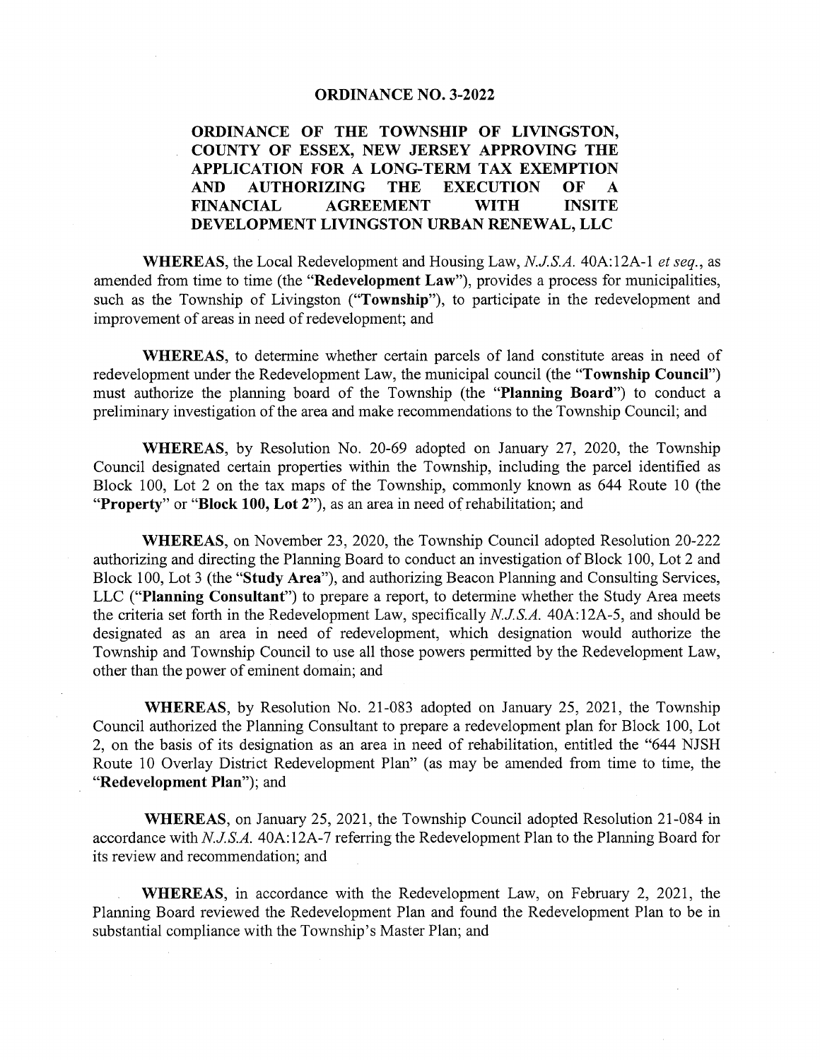# ORDINANCE NO. 3-2022

## ORDINANCE OF THE TOWNSHIP OF LIVINGSTON, COUNTY OF ESSEX, NEW JERSEY APPROVING THE APPLICATION FOR A LONG-TERM TAX EXEMPTION AND AUTHORIZING THE EXECUTION OF A FINANCIAL AGREEMENT WITH INSITE DEVELOPMENT LIVINGSTON URBAN RENEWAL, LLC

**WHEREAS,** the Local Redevelopment and Housing Law, *N.J.S.A.* 40A:12A-1 *et seq.*, as amended from time to time (the "**Redevelopment Law**"), provides a process for municipalities, such as the Township of Livingston ("**Township**"), to participate in the redevelopment and improvement of areas in need of redevelopment; and

**WHEREAS,** to determine whether certain parcels of land constitute areas in need of redevelopment under the Redevelopment Law, the municipal council (the "**Township Council**") must authorize the planning board of the Township (the "**Planning Board**") to conduct a preliminary investigation of the area and make recommendations to the Township Council; and

**WHEREAS,** by Resolution No. 20-69 adopted on January 27, 2020, the Township Council designated certain properties within the Township, including the parcel identified as Block 100, Lot 2 on the tax maps of the Township, commonly known as 644 Route 10 (the "**Property**" or "**Block 100, Lot 2**"), as an area in need of rehabilitation; and

**WHEREAS,** on November 23, 2020, the Township Council adopted Resolution 20-222 authorizing and directing the Planning Board to conduct an investigation of Block 100, Lot 2 and Block 100, Lot 3 (the "**Study Area**"), and authorizing Beacon Planning and Consulting Services, LLC ("**Planning Consultant**") to prepare a report, to determine whether the Study Area meets the criteria set forth in the Redevelopment Law, specifically *N.J.S.A.* 40A:12A-5, and should be designated as an area in need of redevelopment, which designation would authorize the Township and Township Council to use all those powers permitted by the Redevelopment Law, other than the power of eminent domain; and

**WHEREAS,** by Resolution No. 21-083 adopted on January 25, 2021, the Township Council authorized the Planning Consultant to prepare a redevelopment plan for Block 100, Lot 2, on the basis of its designation as an area in need of rehabilitation, entitled the "644 NJSH Route 10 Overlay District Redevelopment Plan" (as may be amended from time to time, the "**Redevelopment Plan**"); and

**WHEREAS,** on January 25, 2021, the Township Council adopted Resolution 21-084 in accordance with *N.J.S.A.* 40A:12A-7 referring the Redevelopment Plan to the Planning Board for its review and recommendation; and

**WHEREAS,** in accordance with the Redevelopment Law, on February 2, 2021, the Planning Board reviewed the Redevelopment Plan and found the Redevelopment Plan to be in substantial compliance with the Township's Master Plan; and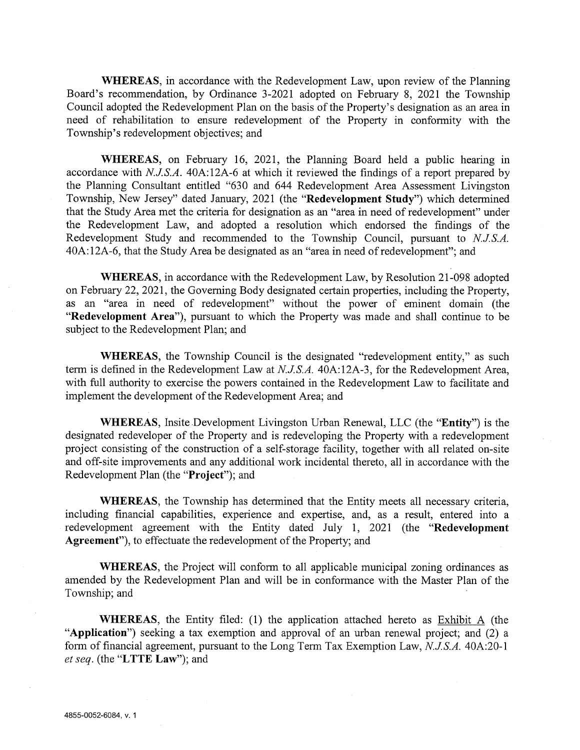**WHEREAS**, in accordance with the Redevelopment Law, upon review of the Planning Board's recommendation, by Ordinance 3-2021 adopted on February 8, 2021 the Township Council adopted the Redevelopment Plan on the basis of the Property's designation as an area in need of rehabilitation to ensure redevelopment of the Property in conformity with the Township's redevelopment objectives; and

**WHEREAS**, on February 16, 2021, the Planning Board held a public hearing in accordance with *N.J.S.A.* 40A:12A-6 at which it reviewed the findings of a report prepared by the Planning Consultant entitled "630 and 644 Redevelopment Area Assessment Livingston Township, New Jersey" dated January, 2021 (the "**Redevelopment Study**") which determined that the Study Area met the criteria for designation as an "area in need of redevelopment" under the Redevelopment Law, and adopted a resolution which endorsed the findings of the Redevelopment Study and recommended to the Township Council, pursuant to *N.J.S.A.* 40A:12A-6, that the Study Area be designated as an "area in need of redevelopment"; and

**WHEREAS**, in accordance with the Redevelopment Law, by Resolution 21-098 adopted on February 22, 2021, the Governing Body designated certain properties, including the Property, as an "area in need of redevelopment" without the power of eminent domain (the "**Redevelopment Area**"), pursuant to which the Property was made and shall continue to be subject to the Redevelopment Plan; and

**WHEREAS**, the Township Council is the designated "redevelopment entity," as such term is defined in the Redevelopment Law at *N.J.S.A.* 40A:12A-3, for the Redevelopment Area, with full authority to exercise the powers contained in the Redevelopment Law to facilitate and implement the development of the Redevelopment Area; and

**WHEREAS**, Insite Development Livingston Urban Renewal, LLC (the "**Entity**") is the designated redeveloper of the Property and is redeveloping the Property with a redevelopment project consisting of the construction of a self-storage facility, together with all related on-site and off-site improvements and any additional work incidental thereto, all in accordance with the Redevelopment Plan (the "**Project**"); and

**WHEREAS**, the Township has determined that the Entity meets all necessary criteria, including financial capabilities, experience and expertise, and, as a result, entered into a redevelopment agreement with the Entity dated July 1, 2021 (the "**Redevelopment Agreement**"), to effectuate the redevelopment of the Property; and

**WHEREAS**, the Project will conform to all applicable municipal zoning ordinances as amended by the Redevelopment Plan and will be in conformance with the Master Plan of the Township; and

**WHEREAS**, the Entity filed: (1) the application attached hereto as Exhibit A (the "**Application**") seeking a tax exemption and approval of an urban renewal project; and (2) a form of financial agreement, pursuant to the Long Term Tax Exemption Law, *N.J.S.A.* 40A:20-1 *et seq.* (the "**LTTE Law**"); and

4855-0052-6084, v. 1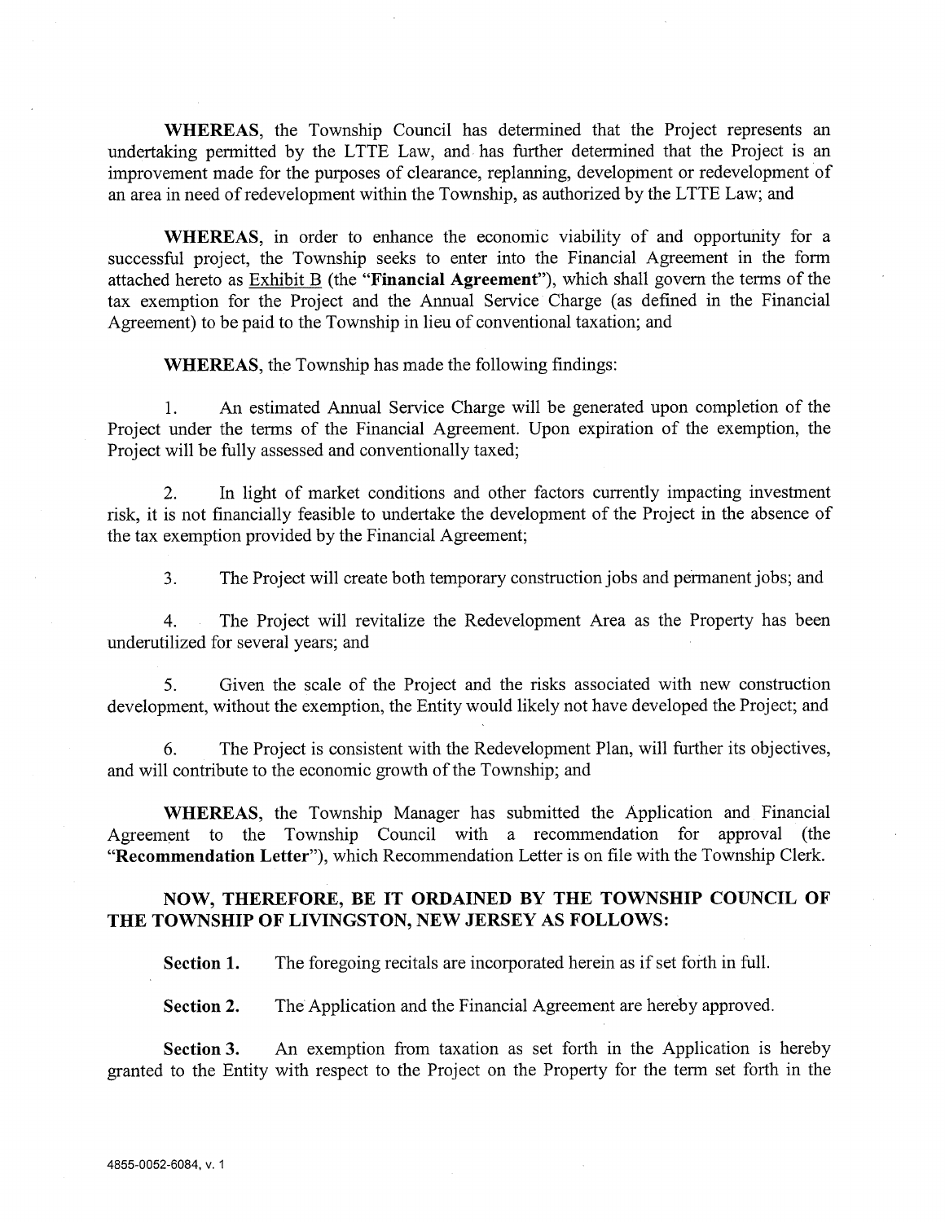**WHEREAS**, the Township Council has determined that the Project represents an undertaking permitted by the LTTE Law, and has further determined that the Project is an improvement made for the purposes of clearance, replanning, development or redevelopment of an area in need of redevelopment within the Township, as authorized by the LTTE Law; and

**WHEREAS**, in order to enhance the economic viability of and opportunity for a successful project, the Township seeks to enter into the Financial Agreement in the form attached hereto as Exhibit B (the "**Financial Agreement**"), which shall govern the terms of the tax exemption for the Project and the Annual Service Charge (as defined in the Financial Agreement) to be paid to the Township in lieu of conventional taxation; and

**WHEREAS**, the Township has made the following findings:

1. An estimated Annual Service Charge will be generated upon completion of the Project under the terms of the Financial Agreement. Upon expiration of the exemption, the Project will be fully assessed and conventionally taxed;

2. In light of market conditions and other factors currently impacting investment risk, it is not financially feasible to undertake the development of the Project in the absence of the tax exemption provided by the Financial Agreement;

3. The Project will create both temporary construction jobs and permanent jobs; and

4. The Project will revitalize the Redevelopment Area as the Property has been underutilized for several years; and

5. Given the scale of the Project and the risks associated with new construction development, without the exemption, the Entity would likely not have developed the Project; and

6. The Project is consistent with the Redevelopment Plan, will further its objectives, and will contribute to the economic growth of the Township; and

**WHEREAS**, the Township Manager has submitted the Application and Financial Agreement to the Township Council with a recommendation for approval (the "**Recommendation Letter**"), which Recommendation Letter is on file with the Township Clerk.

**NOW, THEREFORE, BE IT ORDAINED BY THE TOWNSHIP COUNCIL OF THE TOWNSHIP OF LIVINGSTON, NEW JERSEY AS FOLLOWS:**

**Section 1.** The foregoing recitals are incorporated herein as if set forth in full.

**Section 2.** The Application and the Financial Agreement are hereby approved.

**Section 3.** An exemption from taxation as set forth in the Application is hereby granted to the Entity with respect to the Project on the Property for the term set forth in the

4855-0052-6084, v. 1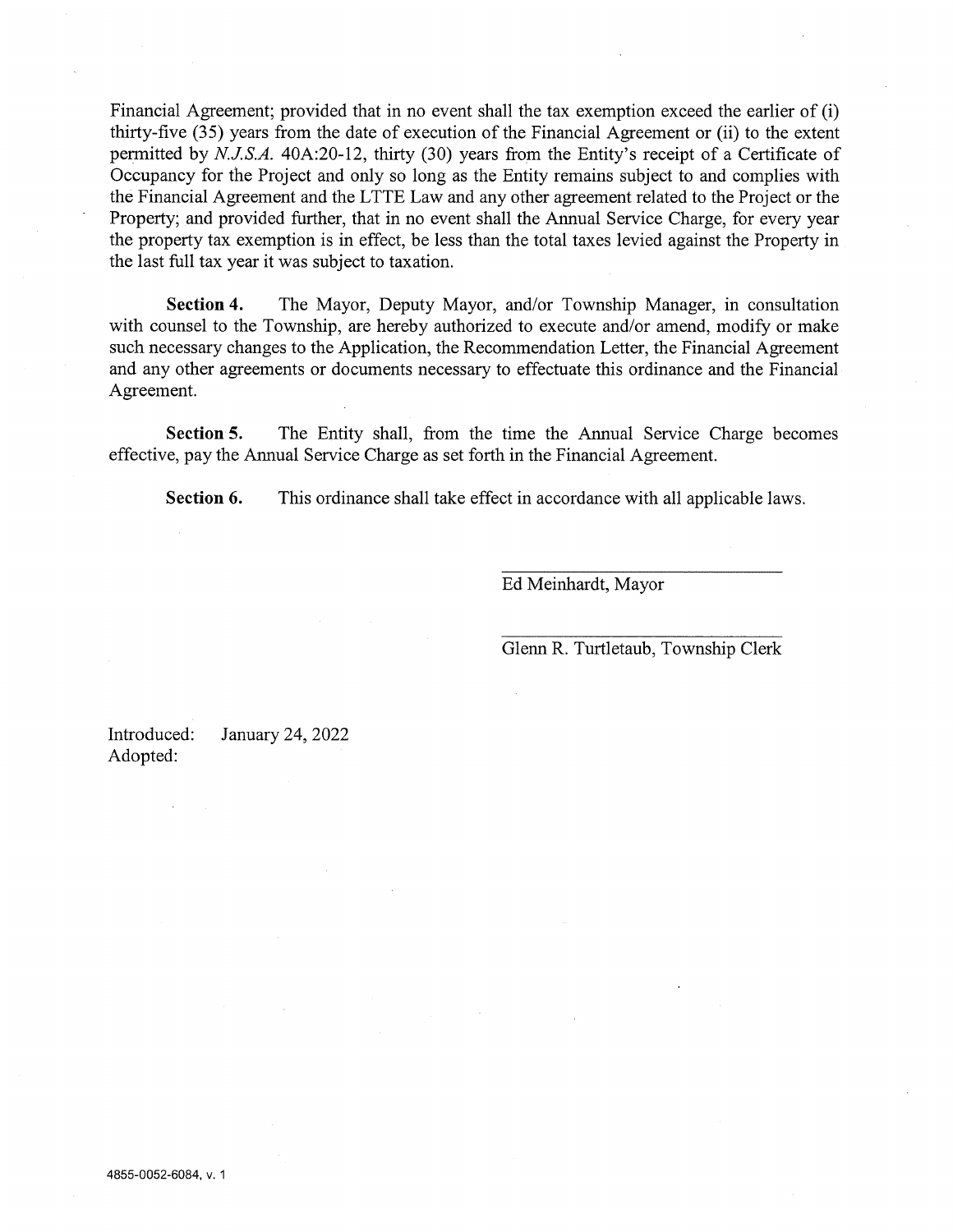Financial Agreement; provided that in no event shall the tax exemption exceed the earlier of (i) thirty-five (35) years from the date of execution of the Financial Agreement or (ii) to the extent permitted by *N.J.S.A.* 40A:20-12, thirty (30) years from the Entity's receipt of a Certificate of Occupancy for the Project and only so long as the Entity remains subject to and complies with the Financial Agreement and the LTTE Law and any other agreement related to the Project or the Property; and provided further, that in no event shall the Annual Service Charge, for every year the property tax exemption is in effect, be less than the total taxes levied against the Property in the last full tax year it was subject to taxation.

**Section 4.** The Mayor, Deputy Mayor, and/or Township Manager, in consultation with counsel to the Township, are hereby authorized to execute and/or amend, modify or make such necessary changes to the Application, the Recommendation Letter, the Financial Agreement and any other agreements or documents necessary to effectuate this ordinance and the Financial Agreement.

**Section 5.** The Entity shall, from the time the Annual Service Charge becomes effective, pay the Annual Service Charge as set forth in the Financial Agreement.

**Section 6.** This ordinance shall take effect in accordance with all applicable laws.

\_\_\_\_\_\_\_\_\_\_\_\_\_\_\_\_\_\_\_\_\_\_\_\_\_\_\_\_
Ed Meinhardt, Mayor

\_\_\_\_\_\_\_\_\_\_\_\_\_\_\_\_\_\_\_\_\_\_\_\_\_\_\_\_
Glenn R. Turtletaub, Township Clerk

Introduced: January 24, 2022
Adopted:

4855-0052-6084, v. 1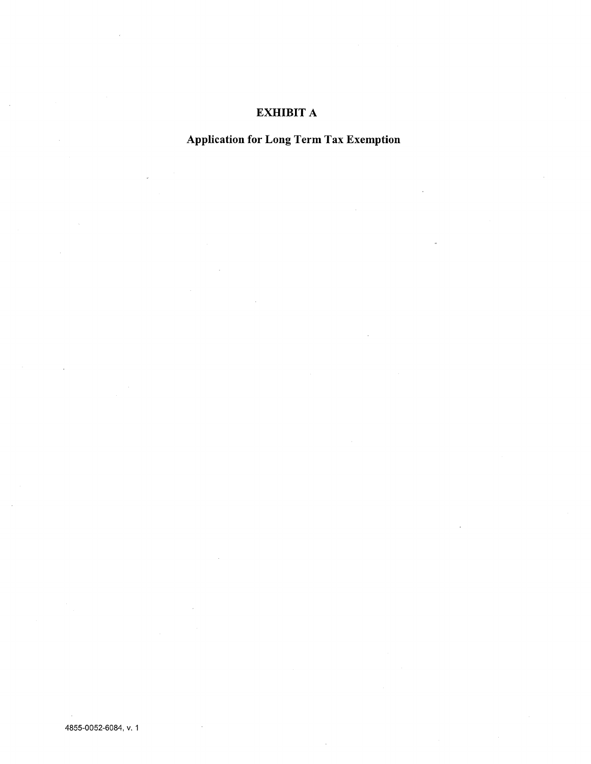# EXHIBIT A

## Application for Long Term Tax Exemption

4855-0052-6084, v. 1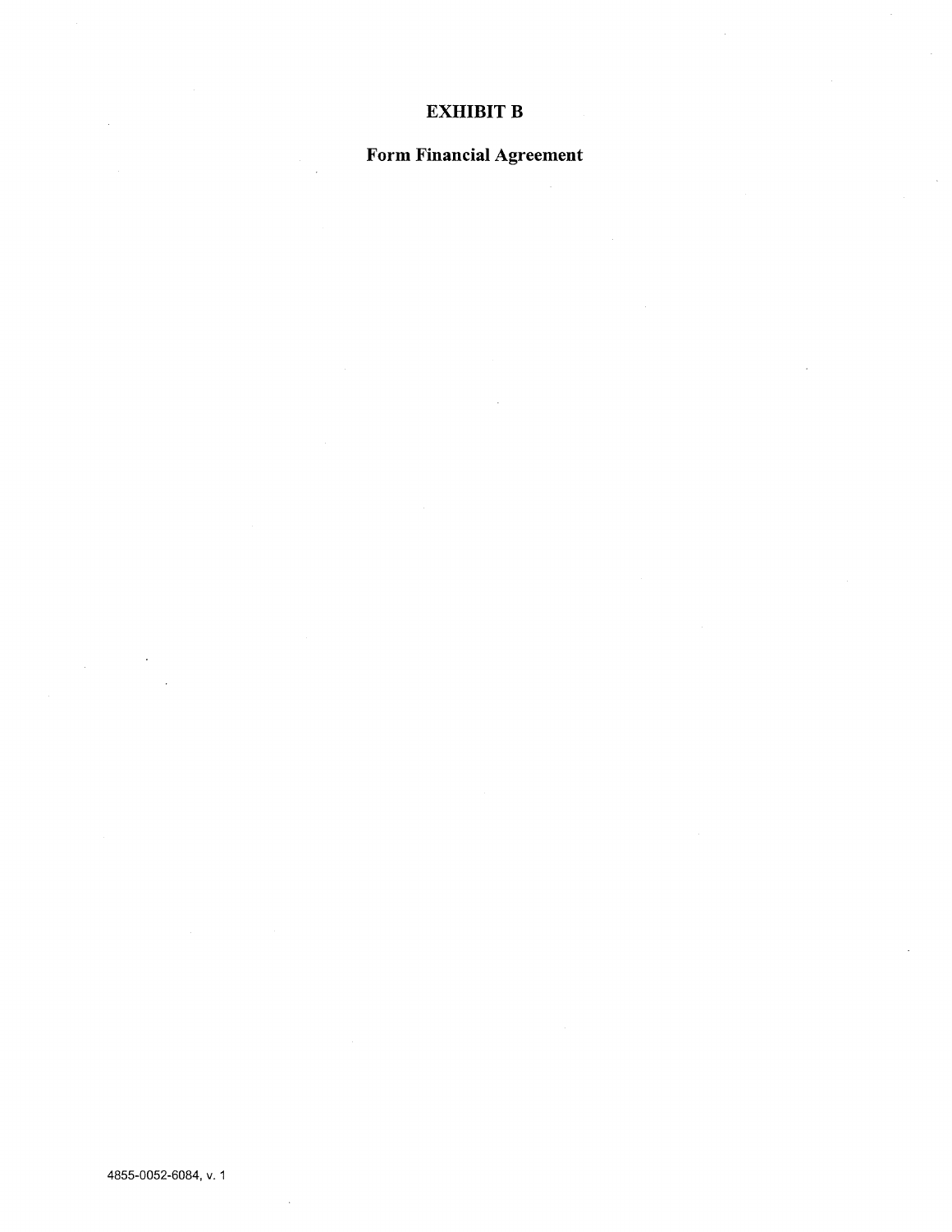# EXHIBIT B

## Form Financial Agreement

4855-0052-6084, v. 1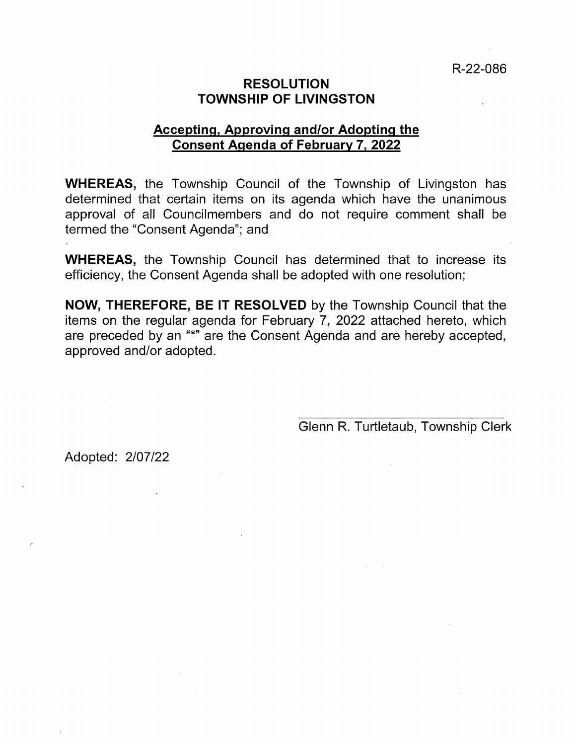R-22-086

# RESOLUTION
# TOWNSHIP OF LIVINGSTON

## Accepting, Approving and/or Adopting the Consent Agenda of February 7, 2022

**WHEREAS,** the Township Council of the Township of Livingston has determined that certain items on its agenda which have the unanimous approval of all Councilmembers and do not require comment shall be termed the "Consent Agenda"; and

**WHEREAS,** the Township Council has determined that to increase its efficiency, the Consent Agenda shall be adopted with one resolution;

**NOW, THEREFORE, BE IT RESOLVED** by the Township Council that the items on the regular agenda for February 7, 2022 attached hereto, which are preceded by an "*" are the Consent Agenda and are hereby accepted, approved and/or adopted.

\_\_\_\_\_\_\_\_\_\_\_\_\_\_\_\_\_\_\_\_\_\_\_\_\_\_\_\_\_\_

Glenn R. Turtletaub, Township Clerk

Adopted: 2/07/22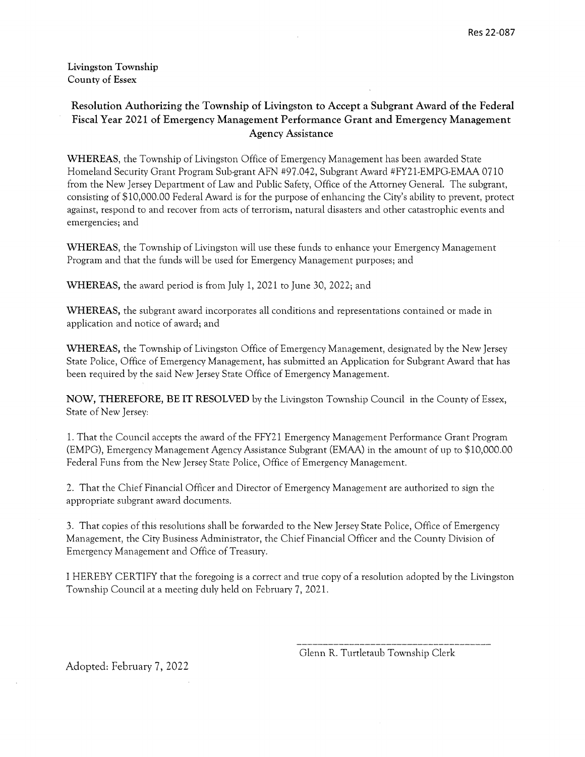Res 22-087

Livingston Township
County of Essex

## Resolution Authorizing the Township of Livingston to Accept a Subgrant Award of the Federal Fiscal Year 2021 of Emergency Management Performance Grant and Emergency Management Agency Assistance

**WHEREAS,** the Township of Livingston Office of Emergency Management has been awarded State Homeland Security Grant Program Sub-grant AFN #97.042, Subgrant Award #FY21-EMPG-EMAA 0710 from the New Jersey Department of Law and Public Safety, Office of the Attorney General. The subgrant, consisting of $10,000.00 Federal Award is for the purpose of enhancing the City's ability to prevent, protect against, respond to and recover from acts of terrorism, natural disasters and other catastrophic events and emergencies; and

**WHEREAS,** the Township of Livingston will use these funds to enhance your Emergency Management Program and that the funds will be used for Emergency Management purposes; and

**WHEREAS,** the award period is from July 1, 2021 to June 30, 2022; and

**WHEREAS,** the subgrant award incorporates all conditions and representations contained or made in application and notice of award; and

**WHEREAS,** the Township of Livingston Office of Emergency Management, designated by the New Jersey State Police, Office of Emergency Management, has submitted an Application for Subgrant Award that has been required by the said New Jersey State Office of Emergency Management.

**NOW, THEREFORE, BE IT RESOLVED** by the Livingston Township Council in the County of Essex, State of New Jersey:

1. That the Council accepts the award of the FFY21 Emergency Management Performance Grant Program (EMPG), Emergency Management Agency Assistance Subgrant (EMAA) in the amount of up to $10,000.00 Federal Funs from the New Jersey State Police, Office of Emergency Management.

2. That the Chief Financial Officer and Director of Emergency Management are authorized to sign the appropriate subgrant award documents.

3. That copies of this resolutions shall be forwarded to the New Jersey State Police, Office of Emergency Management, the City Business Administrator, the Chief Financial Officer and the County Division of Emergency Management and Office of Treasury.

I HEREBY CERTIFY that the foregoing is a correct and true copy of a resolution adopted by the Livingston Township Council at a meeting duly held on February 7, 2021.

\_\_\_\_\_\_\_\_\_\_\_\_\_\_\_\_\_\_\_\_\_\_\_\_\_\_\_\_\_\_\_\_\_\_\_\_
Glenn R. Turtletaub Township Clerk

Adopted: February 7, 2022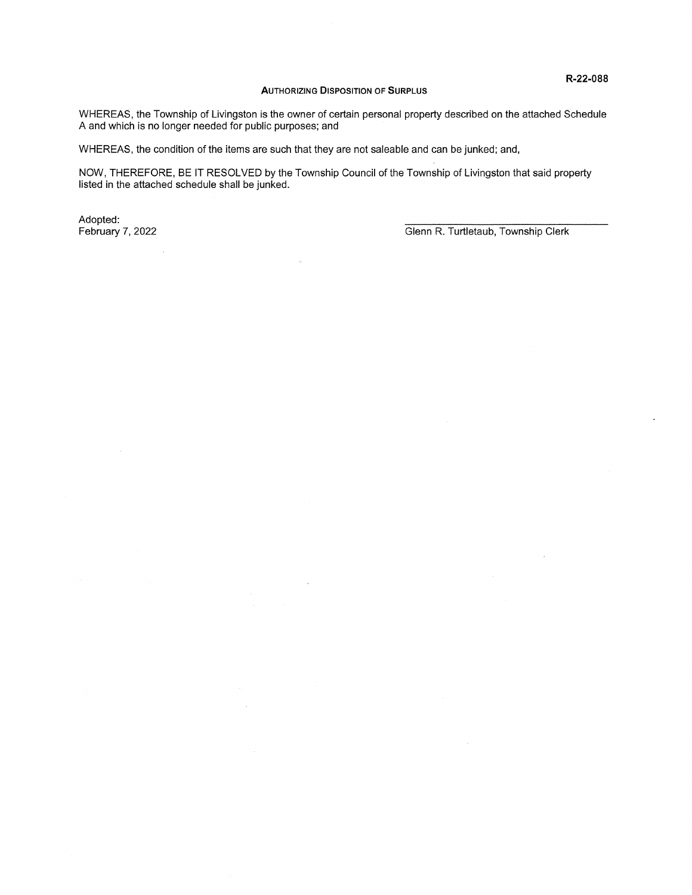**R-22-088**

## AUTHORIZING DISPOSITION OF SURPLUS

WHEREAS, the Township of Livingston is the owner of certain personal property described on the attached Schedule A and which is no longer needed for public purposes; and

WHEREAS, the condition of the items are such that they are not saleable and can be junked; and,

NOW, THEREFORE, BE IT RESOLVED by the Township Council of the Township of Livingston that said property listed in the attached schedule shall be junked.

Adopted:
February 7, 2022

\_\_\_\_\_\_\_\_\_\_\_\_\_\_\_\_\_\_\_\_\_\_\_\_\_\_\_\_\_\_\_\_\_\_\_\_\_\_\_\_

Glenn R. Turtletaub, Township Clerk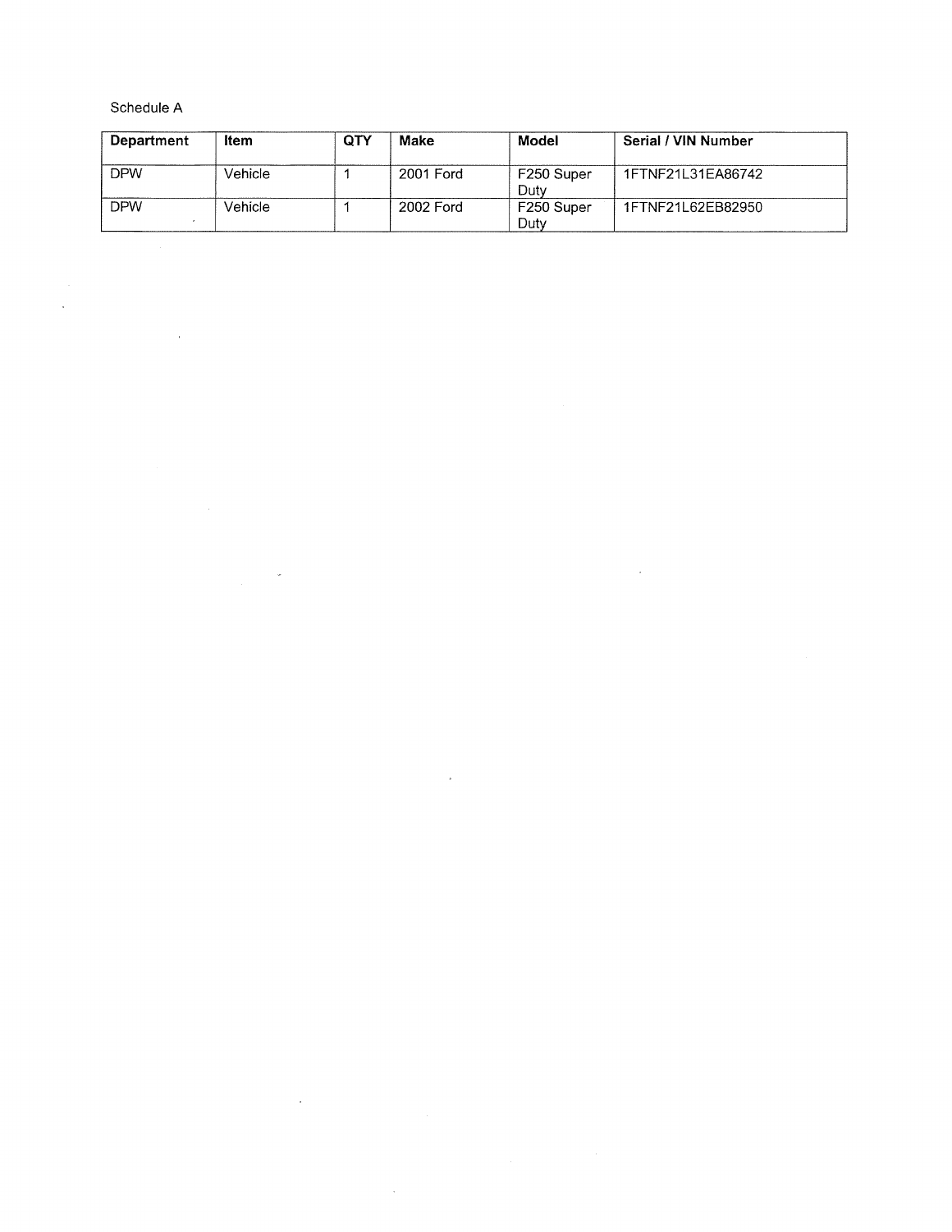Schedule A

| Department | Item | QTY | Make | Model | Serial / VIN Number |
|---|---|---|---|---|---|
| DPW | Vehicle | 1 | 2001 Ford | F250 Super Duty | 1FTNF21L31EA86742 |
| DPW | Vehicle | 1 | 2002 Ford | F250 Super Duty | 1FTNF21L62EB82950 |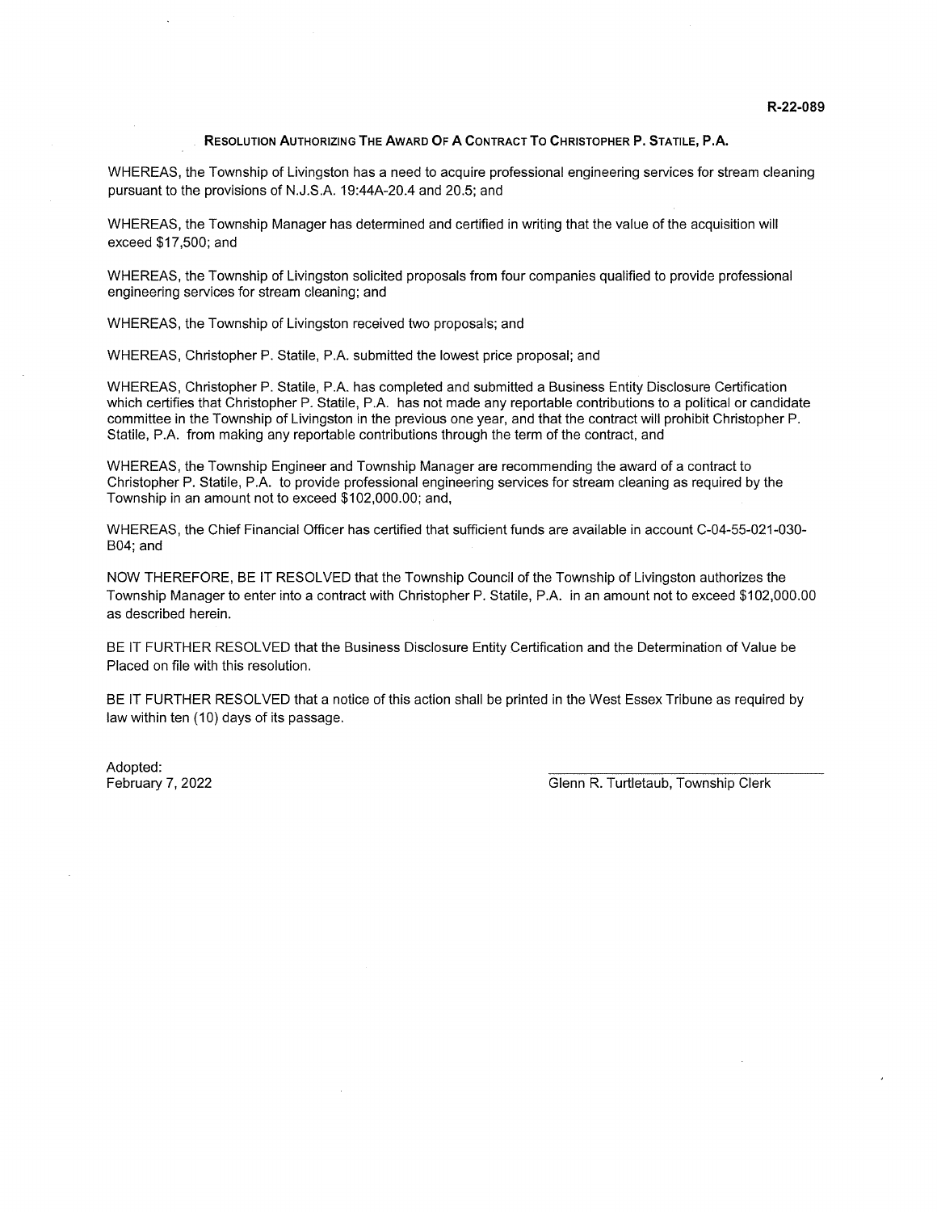R-22-089

## Resolution Authorizing The Award Of A Contract To Christopher P. Statile, P.A.

WHEREAS, the Township of Livingston has a need to acquire professional engineering services for stream cleaning pursuant to the provisions of N.J.S.A. 19:44A-20.4 and 20.5; and

WHEREAS, the Township Manager has determined and certified in writing that the value of the acquisition will exceed $17,500; and

WHEREAS, the Township of Livingston solicited proposals from four companies qualified to provide professional engineering services for stream cleaning; and

WHEREAS, the Township of Livingston received two proposals; and

WHEREAS, Christopher P. Statile, P.A. submitted the lowest price proposal; and

WHEREAS, Christopher P. Statile, P.A. has completed and submitted a Business Entity Disclosure Certification which certifies that Christopher P. Statile, P.A. has not made any reportable contributions to a political or candidate committee in the Township of Livingston in the previous one year, and that the contract will prohibit Christopher P. Statile, P.A. from making any reportable contributions through the term of the contract, and

WHEREAS, the Township Engineer and Township Manager are recommending the award of a contract to Christopher P. Statile, P.A. to provide professional engineering services for stream cleaning as required by the Township in an amount not to exceed $102,000.00; and,

WHEREAS, the Chief Financial Officer has certified that sufficient funds are available in account C-04-55-021-030-B04; and

NOW THEREFORE, BE IT RESOLVED that the Township Council of the Township of Livingston authorizes the Township Manager to enter into a contract with Christopher P. Statile, P.A. in an amount not to exceed $102,000.00 as described herein.

BE IT FURTHER RESOLVED that the Business Disclosure Entity Certification and the Determination of Value be Placed on file with this resolution.

BE IT FURTHER RESOLVED that a notice of this action shall be printed in the West Essex Tribune as required by law within ten (10) days of its passage.

Adopted:
February 7, 2022

Glenn R. Turtletaub, Township Clerk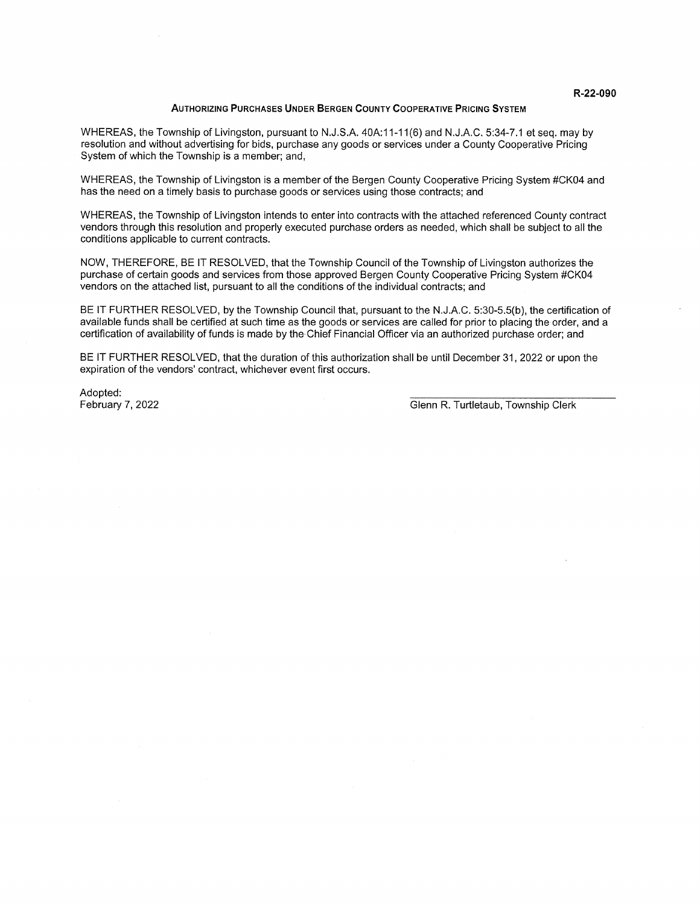R-22-090

## AUTHORIZING PURCHASES UNDER BERGEN COUNTY COOPERATIVE PRICING SYSTEM

WHEREAS, the Township of Livingston, pursuant to N.J.S.A. 40A:11-11(6) and N.J.A.C. 5:34-7.1 et seq. may by resolution and without advertising for bids, purchase any goods or services under a County Cooperative Pricing System of which the Township is a member; and,

WHEREAS, the Township of Livingston is a member of the Bergen County Cooperative Pricing System #CK04 and has the need on a timely basis to purchase goods or services using those contracts; and

WHEREAS, the Township of Livingston intends to enter into contracts with the attached referenced County contract vendors through this resolution and properly executed purchase orders as needed, which shall be subject to all the conditions applicable to current contracts.

NOW, THEREFORE, BE IT RESOLVED, that the Township Council of the Township of Livingston authorizes the purchase of certain goods and services from those approved Bergen County Cooperative Pricing System #CK04 vendors on the attached list, pursuant to all the conditions of the individual contracts; and

BE IT FURTHER RESOLVED, by the Township Council that, pursuant to the N.J.A.C. 5:30-5.5(b), the certification of available funds shall be certified at such time as the goods or services are called for prior to placing the order, and a certification of availability of funds is made by the Chief Financial Officer via an authorized purchase order; and

BE IT FURTHER RESOLVED, that the duration of this authorization shall be until December 31, 2022 or upon the expiration of the vendors' contract, whichever event first occurs.

Adopted:
February 7, 2022

\_\_\_\_\_\_\_\_\_\_\_\_\_\_\_\_\_\_\_\_\_\_\_\_\_\_\_\_\_\_\_\_\_\_\_\_
Glenn R. Turtletaub, Township Clerk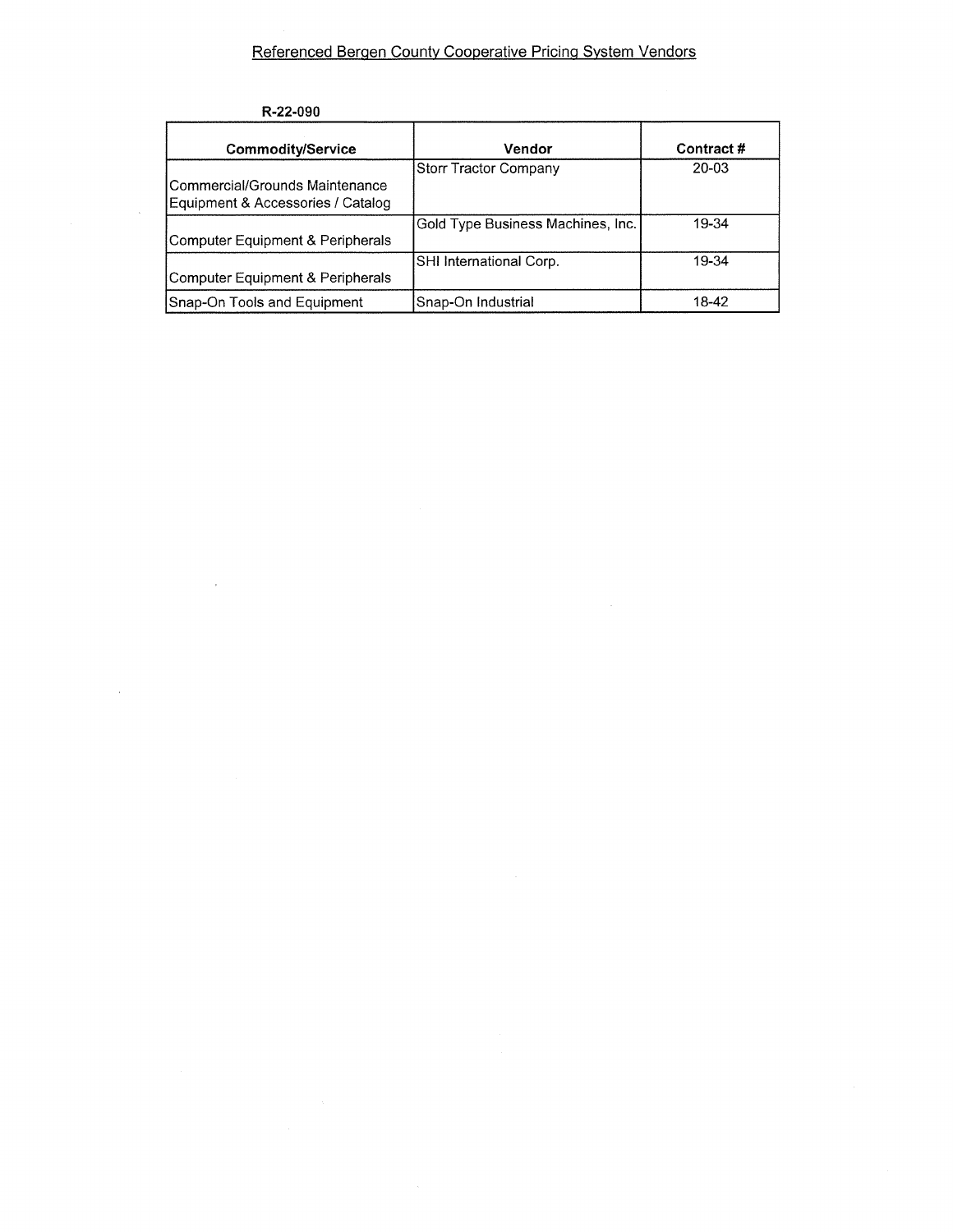# Referenced Bergen County Cooperative Pricing System Vendors

**R-22-090**

| Commodity/Service | Vendor | Contract # |
|---|---|---|
| Commercial/Grounds Maintenance Equipment & Accessories / Catalog | Storr Tractor Company | 20-03 |
| Computer Equipment & Peripherals | Gold Type Business Machines, Inc. | 19-34 |
| Computer Equipment & Peripherals | SHI International Corp. | 19-34 |
| Snap-On Tools and Equipment | Snap-On Industrial | 18-42 |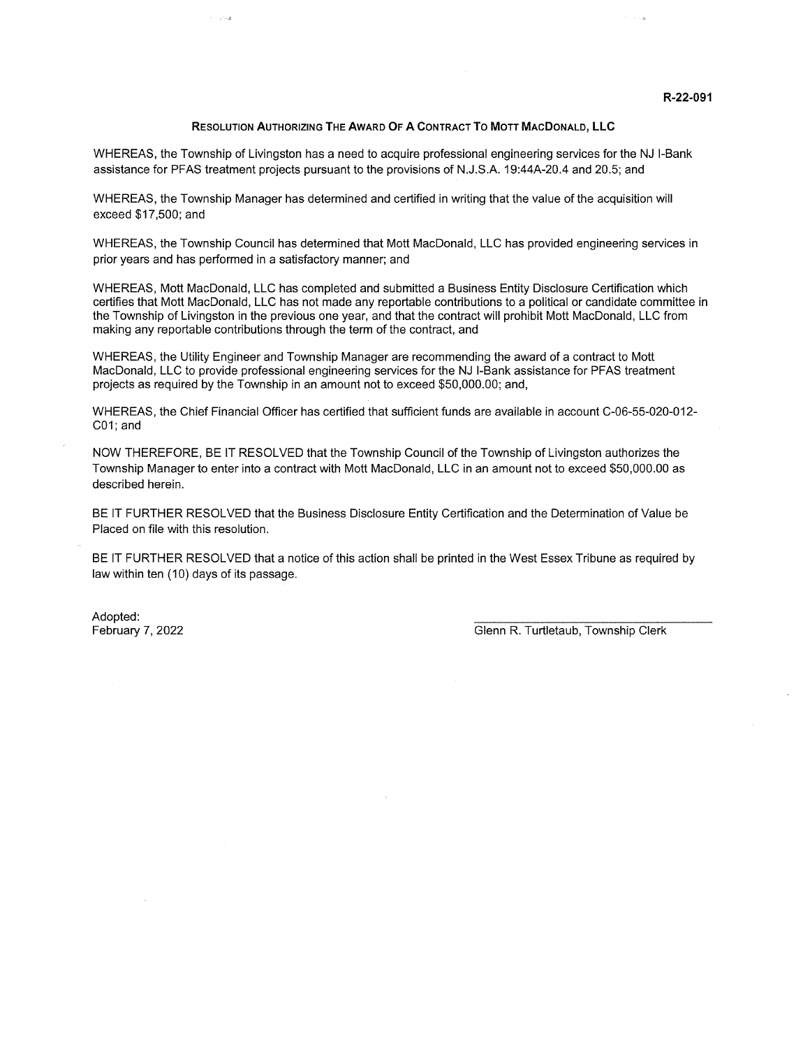R-22-091

## Resolution Authorizing The Award Of A Contract To Mott MacDonald, LLC

WHEREAS, the Township of Livingston has a need to acquire professional engineering services for the NJ I-Bank assistance for PFAS treatment projects pursuant to the provisions of N.J.S.A. 19:44A-20.4 and 20.5; and

WHEREAS, the Township Manager has determined and certified in writing that the value of the acquisition will exceed $17,500; and

WHEREAS, the Township Council has determined that Mott MacDonald, LLC has provided engineering services in prior years and has performed in a satisfactory manner; and

WHEREAS, Mott MacDonald, LLC has completed and submitted a Business Entity Disclosure Certification which certifies that Mott MacDonald, LLC has not made any reportable contributions to a political or candidate committee in the Township of Livingston in the previous one year, and that the contract will prohibit Mott MacDonald, LLC from making any reportable contributions through the term of the contract, and

WHEREAS, the Utility Engineer and Township Manager are recommending the award of a contract to Mott MacDonald, LLC to provide professional engineering services for the NJ I-Bank assistance for PFAS treatment projects as required by the Township in an amount not to exceed $50,000.00; and,

WHEREAS, the Chief Financial Officer has certified that sufficient funds are available in account C-06-55-020-012-C01; and

NOW THEREFORE, BE IT RESOLVED that the Township Council of the Township of Livingston authorizes the Township Manager to enter into a contract with Mott MacDonald, LLC in an amount not to exceed $50,000.00 as described herein.

BE IT FURTHER RESOLVED that the Business Disclosure Entity Certification and the Determination of Value be Placed on file with this resolution.

BE IT FURTHER RESOLVED that a notice of this action shall be printed in the West Essex Tribune as required by law within ten (10) days of its passage.

Adopted:
February 7, 2022

Glenn R. Turtletaub, Township Clerk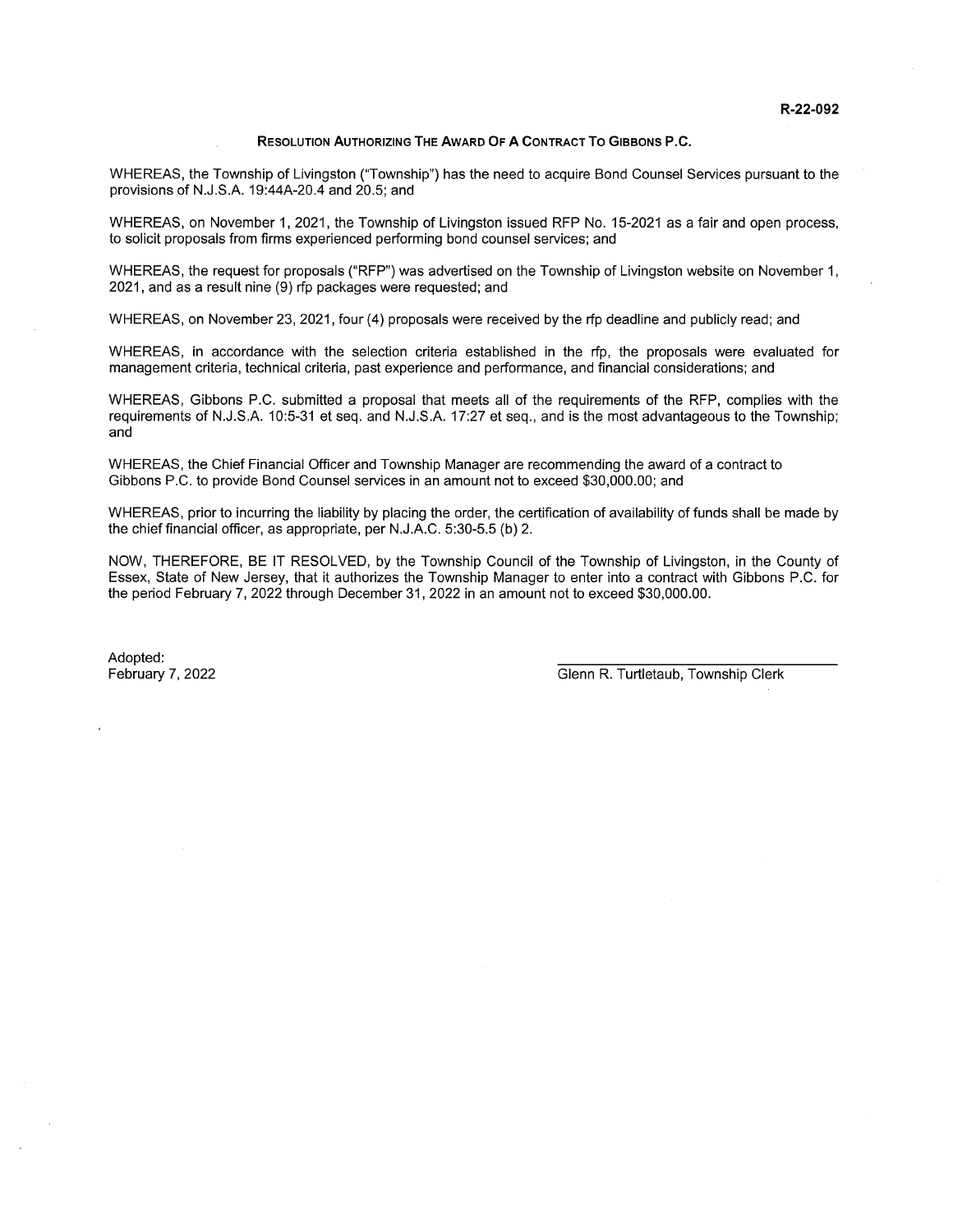**R-22-092**

**RESOLUTION AUTHORIZING THE AWARD OF A CONTRACT TO GIBBONS P.C.**

WHEREAS, the Township of Livingston ("Township") has the need to acquire Bond Counsel Services pursuant to the provisions of N.J.S.A. 19:44A-20.4 and 20.5; and

WHEREAS, on November 1, 2021, the Township of Livingston issued RFP No. 15-2021 as a fair and open process, to solicit proposals from firms experienced performing bond counsel services; and

WHEREAS, the request for proposals ("RFP") was advertised on the Township of Livingston website on November 1, 2021, and as a result nine (9) rfp packages were requested; and

WHEREAS, on November 23, 2021, four (4) proposals were received by the rfp deadline and publicly read; and

WHEREAS, in accordance with the selection criteria established in the rfp, the proposals were evaluated for management criteria, technical criteria, past experience and performance, and financial considerations; and

WHEREAS, Gibbons P.C. submitted a proposal that meets all of the requirements of the RFP, complies with the requirements of N.J.S.A. 10:5-31 et seq. and N.J.S.A. 17:27 et seq., and is the most advantageous to the Township; and

WHEREAS, the Chief Financial Officer and Township Manager are recommending the award of a contract to Gibbons P.C. to provide Bond Counsel services in an amount not to exceed $30,000.00; and

WHEREAS, prior to incurring the liability by placing the order, the certification of availability of funds shall be made by the chief financial officer, as appropriate, per N.J.A.C. 5:30-5.5 (b) 2.

NOW, THEREFORE, BE IT RESOLVED, by the Township Council of the Township of Livingston, in the County of Essex, State of New Jersey, that it authorizes the Township Manager to enter into a contract with Gibbons P.C. for the period February 7, 2022 through December 31, 2022 in an amount not to exceed $30,000.00.

Adopted:
February 7, 2022

Glenn R. Turtletaub, Township Clerk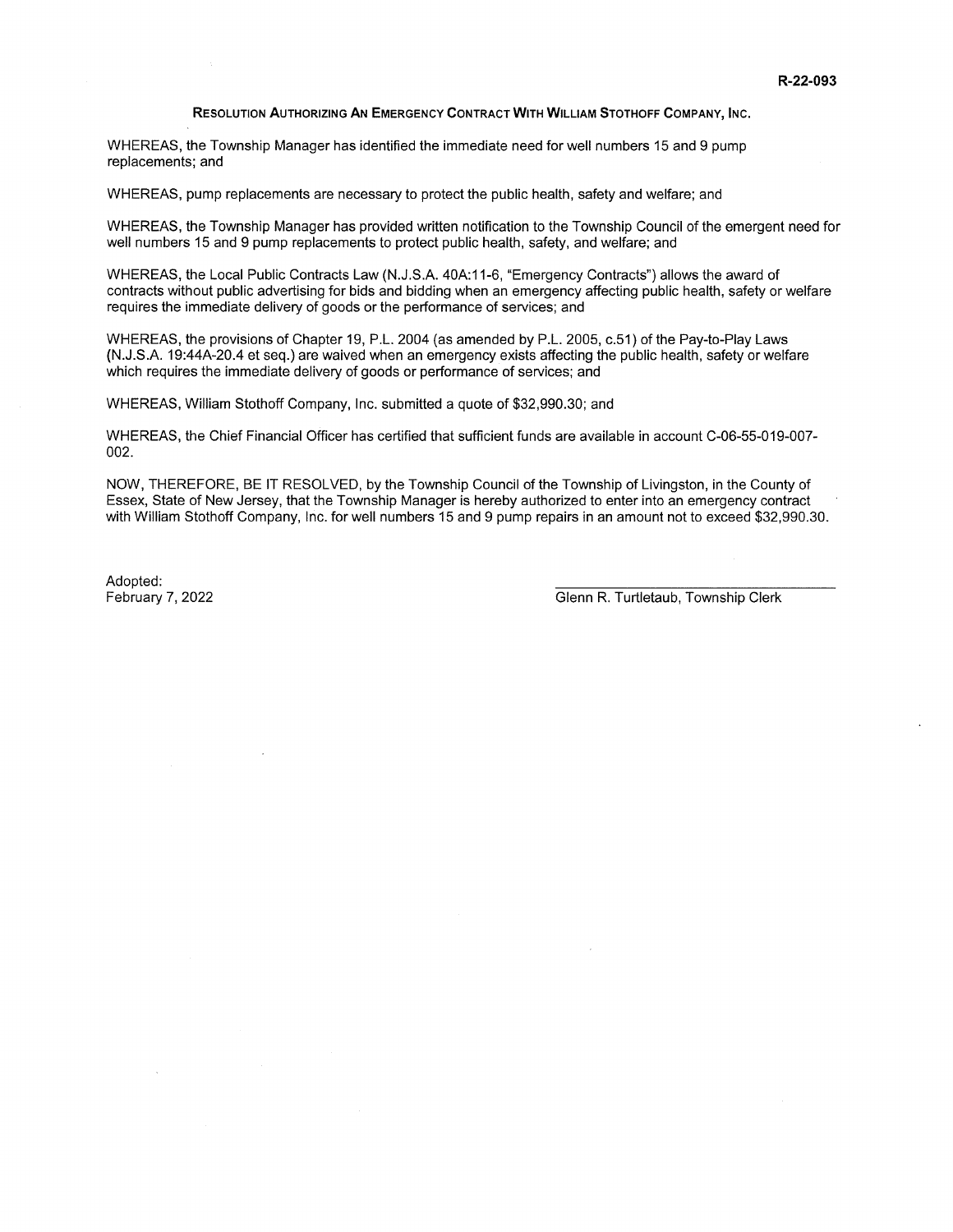R-22-093

## Resolution Authorizing An Emergency Contract With William Stothoff Company, Inc.

WHEREAS, the Township Manager has identified the immediate need for well numbers 15 and 9 pump replacements; and

WHEREAS, pump replacements are necessary to protect the public health, safety and welfare; and

WHEREAS, the Township Manager has provided written notification to the Township Council of the emergent need for well numbers 15 and 9 pump replacements to protect public health, safety, and welfare; and

WHEREAS, the Local Public Contracts Law (N.J.S.A. 40A:11-6, "Emergency Contracts") allows the award of contracts without public advertising for bids and bidding when an emergency affecting public health, safety or welfare requires the immediate delivery of goods or the performance of services; and

WHEREAS, the provisions of Chapter 19, P.L. 2004 (as amended by P.L. 2005, c.51) of the Pay-to-Play Laws (N.J.S.A. 19:44A-20.4 et seq.) are waived when an emergency exists affecting the public health, safety or welfare which requires the immediate delivery of goods or performance of services; and

WHEREAS, William Stothoff Company, Inc. submitted a quote of $32,990.30; and

WHEREAS, the Chief Financial Officer has certified that sufficient funds are available in account C-06-55-019-007-002.

NOW, THEREFORE, BE IT RESOLVED, by the Township Council of the Township of Livingston, in the County of Essex, State of New Jersey, that the Township Manager is hereby authorized to enter into an emergency contract with William Stothoff Company, Inc. for well numbers 15 and 9 pump repairs in an amount not to exceed $32,990.30.

Adopted:
February 7, 2022

Glenn R. Turtletaub, Township Clerk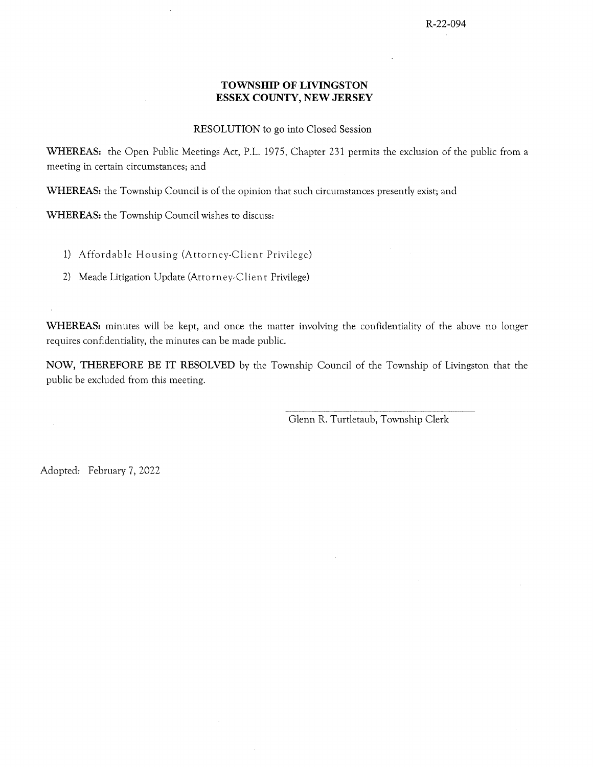R-22-094

**TOWNSHIP OF LIVINGSTON**
**ESSEX COUNTY, NEW JERSEY**

RESOLUTION to go into Closed Session

**WHEREAS:** the Open Public Meetings Act, P.L. 1975, Chapter 231 permits the exclusion of the public from a meeting in certain circumstances; and

**WHEREAS:** the Township Council is of the opinion that such circumstances presently exist; and

**WHEREAS:** the Township Council wishes to discuss:

1) Affordable Housing (Attorney-Client Privilege)
2) Meade Litigation Update (Attorney-Client Privilege)

**WHEREAS:** minutes will be kept, and once the matter involving the confidentiality of the above no longer requires confidentiality, the minutes can be made public.

**NOW, THEREFORE BE IT RESOLVED** by the Township Council of the Township of Livingston that the public be excluded from this meeting.

Glenn R. Turtletaub, Township Clerk

Adopted: February 7, 2022